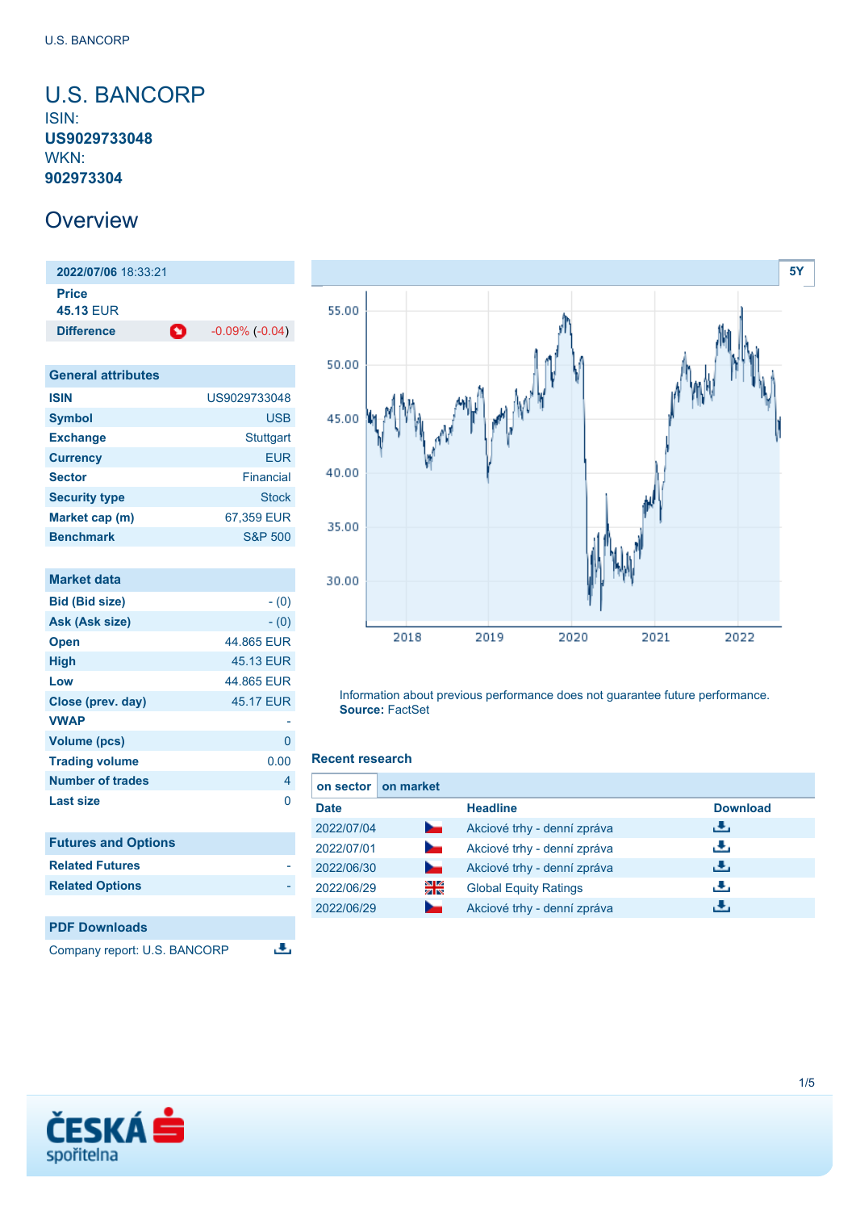# U.S. BANCORP

ISIN:
**US9029733048**
WKN:
**902973304**

## Overview

| **2022/07/06** 18:33:21 | |
|---|---|
| **Price** 45.13 EUR | |
| **Difference** | -0.09% (-0.04) |

### General attributes

| | |
|---|---|
| **ISIN** | US9029733048 |
| **Symbol** | USB |
| **Exchange** | Stuttgart |
| **Currency** | EUR |
| **Sector** | Financial |
| **Security type** | Stock |
| **Market cap (m)** | 67,359 EUR |
| **Benchmark** | S&P 500 |

### Market data

| | |
|---|---|
| **Bid (Bid size)** | - (0) |
| **Ask (Ask size)** | - (0) |
| **Open** | 44.865 EUR |
| **High** | 45.13 EUR |
| **Low** | 44.865 EUR |
| **Close (prev. day)** | 45.17 EUR |
| **VWAP** | - |
| **Volume (pcs)** | 0 |
| **Trading volume** | 0.00 |
| **Number of trades** | 4 |
| **Last size** | 0 |

### Futures and Options

| | |
|---|---|
| **Related Futures** | - |
| **Related Options** | - |

### PDF Downloads

Company report: U.S. BANCORP

Information about previous performance does not guarantee future performance.
**Source:** FactSet

### Recent research

on sector | on market

| Date | | Headline | Download |
|---|---|---|---|
| 2022/07/04 | CZ | Akciové trhy - denní zpráva | |
| 2022/07/01 | CZ | Akciové trhy - denní zpráva | |
| 2022/06/30 | CZ | Akciové trhy - denní zpráva | |
| 2022/06/29 | GB | Global Equity Ratings | |
| 2022/06/29 | CZ | Akciové trhy - denní zpráva | |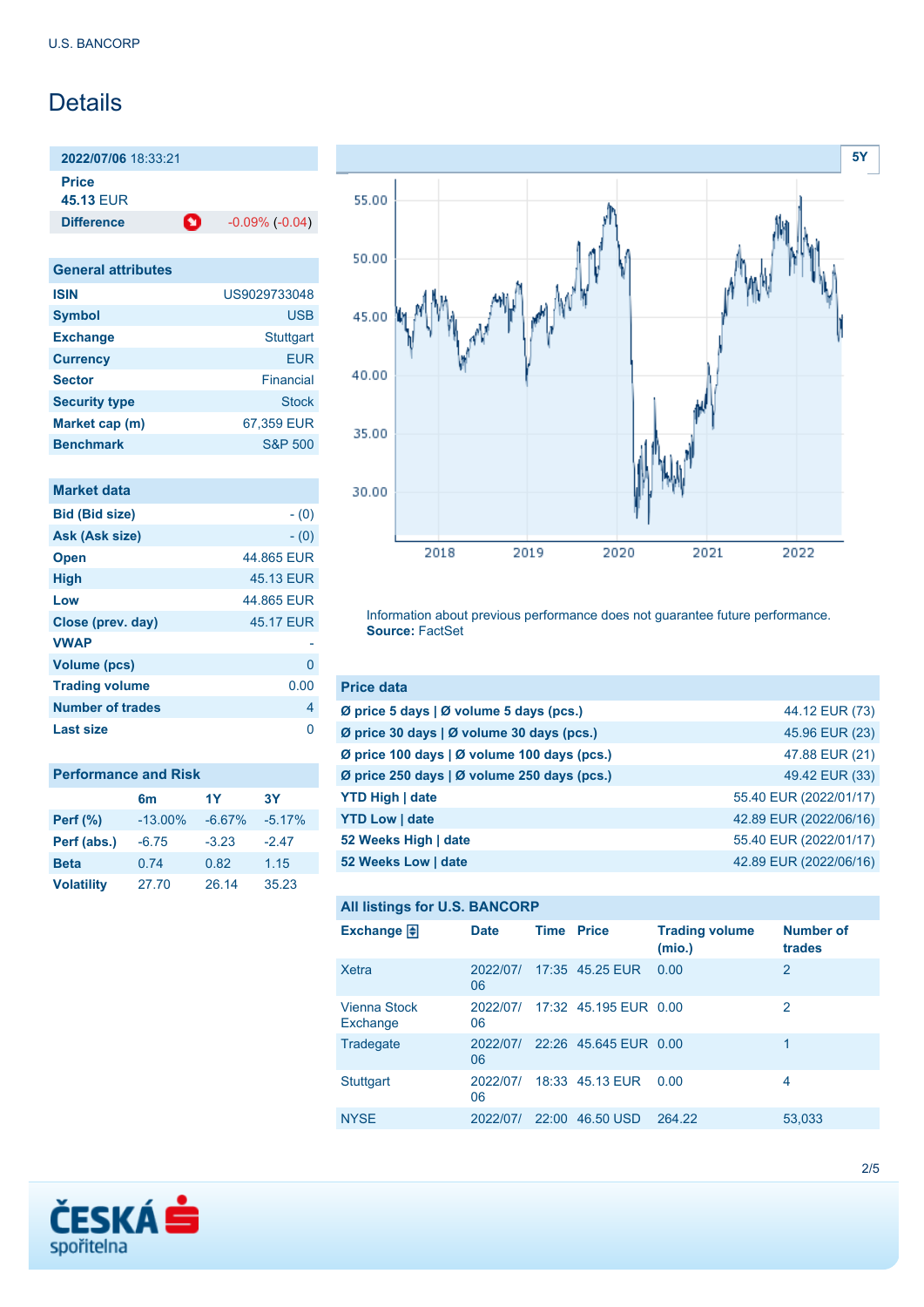U.S. BANCORP

# Details

| **2022/07/06** 18:33:21 | |
|---|---|
| **Price** | |
| **45.13** EUR | |
| **Difference** | -0.09% (-0.04) |

| General attributes | |
|---|---|
| **ISIN** | US9029733048 |
| **Symbol** | USB |
| **Exchange** | Stuttgart |
| **Currency** | EUR |
| **Sector** | Financial |
| **Security type** | Stock |
| **Market cap (m)** | 67,359 EUR |
| **Benchmark** | S&P 500 |

| Market data | |
|---|---|
| **Bid (Bid size)** | - (0) |
| **Ask (Ask size)** | - (0) |
| **Open** | 44.865 EUR |
| **High** | 45.13 EUR |
| **Low** | 44.865 EUR |
| **Close (prev. day)** | 45.17 EUR |
| **VWAP** | - |
| **Volume (pcs)** | 0 |
| **Trading volume** | 0.00 |
| **Number of trades** | 4 |
| **Last size** | 0 |

| Performance and Risk | 6m | 1Y | 3Y |
|---|---|---|---|
| **Perf (%)** | -13.00% | -6.67% | -5.17% |
| **Perf (abs.)** | -6.75 | -3.23 | -2.47 |
| **Beta** | 0.74 | 0.82 | 1.15 |
| **Volatility** | 27.70 | 26.14 | 35.23 |

Information about previous performance does not guarantee future performance.
**Source:** FactSet

| Price data | |
|---|---|
| **Ø price 5 days \| Ø volume 5 days (pcs.)** | 44.12 EUR (73) |
| **Ø price 30 days \| Ø volume 30 days (pcs.)** | 45.96 EUR (23) |
| **Ø price 100 days \| Ø volume 100 days (pcs.)** | 47.88 EUR (21) |
| **Ø price 250 days \| Ø volume 250 days (pcs.)** | 49.42 EUR (33) |
| **YTD High \| date** | 55.40 EUR (2022/01/17) |
| **YTD Low \| date** | 42.89 EUR (2022/06/16) |
| **52 Weeks High \| date** | 55.40 EUR (2022/01/17) |
| **52 Weeks Low \| date** | 42.89 EUR (2022/06/16) |

**All listings for U.S. BANCORP**

| Exchange | Date | Time | Price | Trading volume (mio.) | Number of trades |
|---|---|---|---|---|---|
| Xetra | 2022/07/06 | 17:35 | 45.25 EUR | 0.00 | 2 |
| Vienna Stock Exchange | 2022/07/06 | 17:32 | 45.195 EUR | 0.00 | 2 |
| Tradegate | 2022/07/06 | 22:26 | 45.645 EUR | 0.00 | 1 |
| Stuttgart | 2022/07/06 | 18:33 | 45.13 EUR | 0.00 | 4 |
| NYSE | 2022/07/ | 22:00 | 46.50 USD | 264.22 | 53,033 |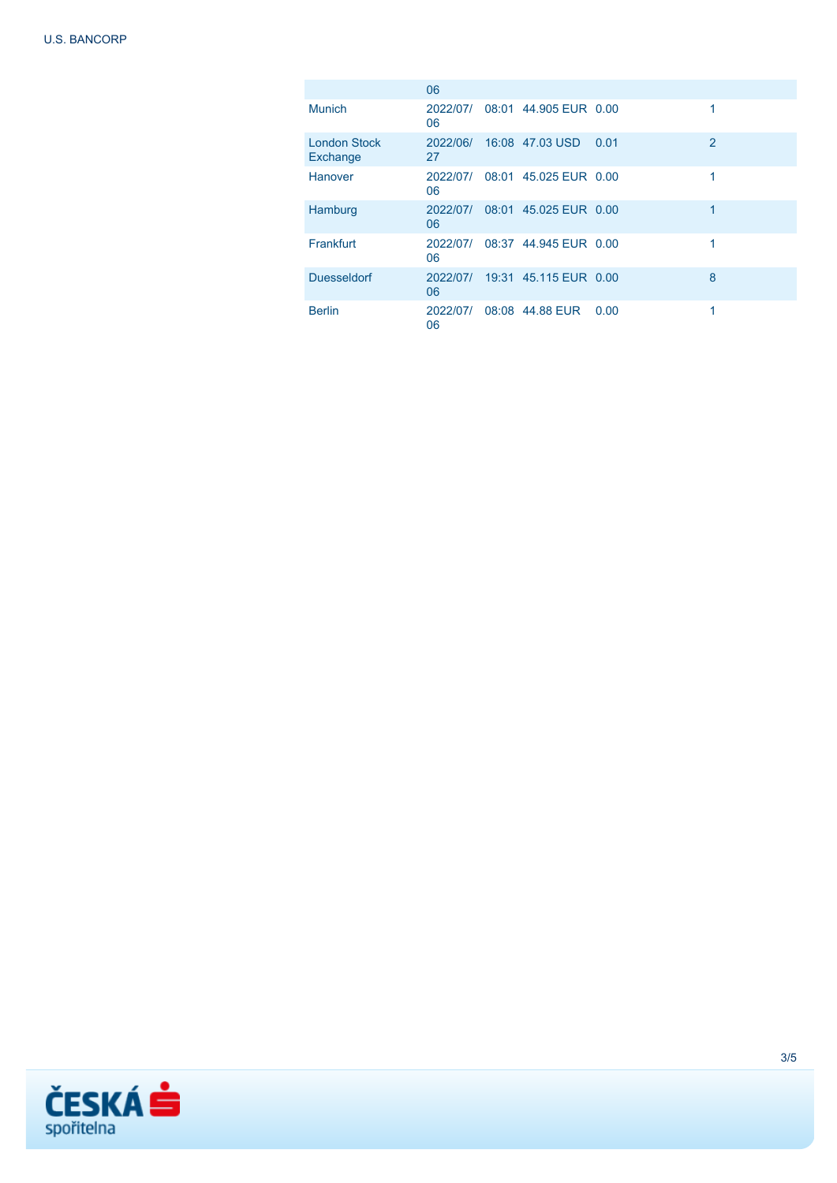| | | | | | |
|---|---|---|---|---|---|
| | 06 | | | | |
| Munich | 2022/07/06 | 08:01 | 44.905 EUR | 0.00 | 1 |
| London Stock Exchange | 2022/06/27 | 16:08 | 47.03 USD | 0.01 | 2 |
| Hanover | 2022/07/06 | 08:01 | 45.025 EUR | 0.00 | 1 |
| Hamburg | 2022/07/06 | 08:01 | 45.025 EUR | 0.00 | 1 |
| Frankfurt | 2022/07/06 | 08:37 | 44.945 EUR | 0.00 | 1 |
| Duesseldorf | 2022/07/06 | 19:31 | 45.115 EUR | 0.00 | 8 |
| Berlin | 2022/07/06 | 08:08 | 44.88 EUR | 0.00 | 1 |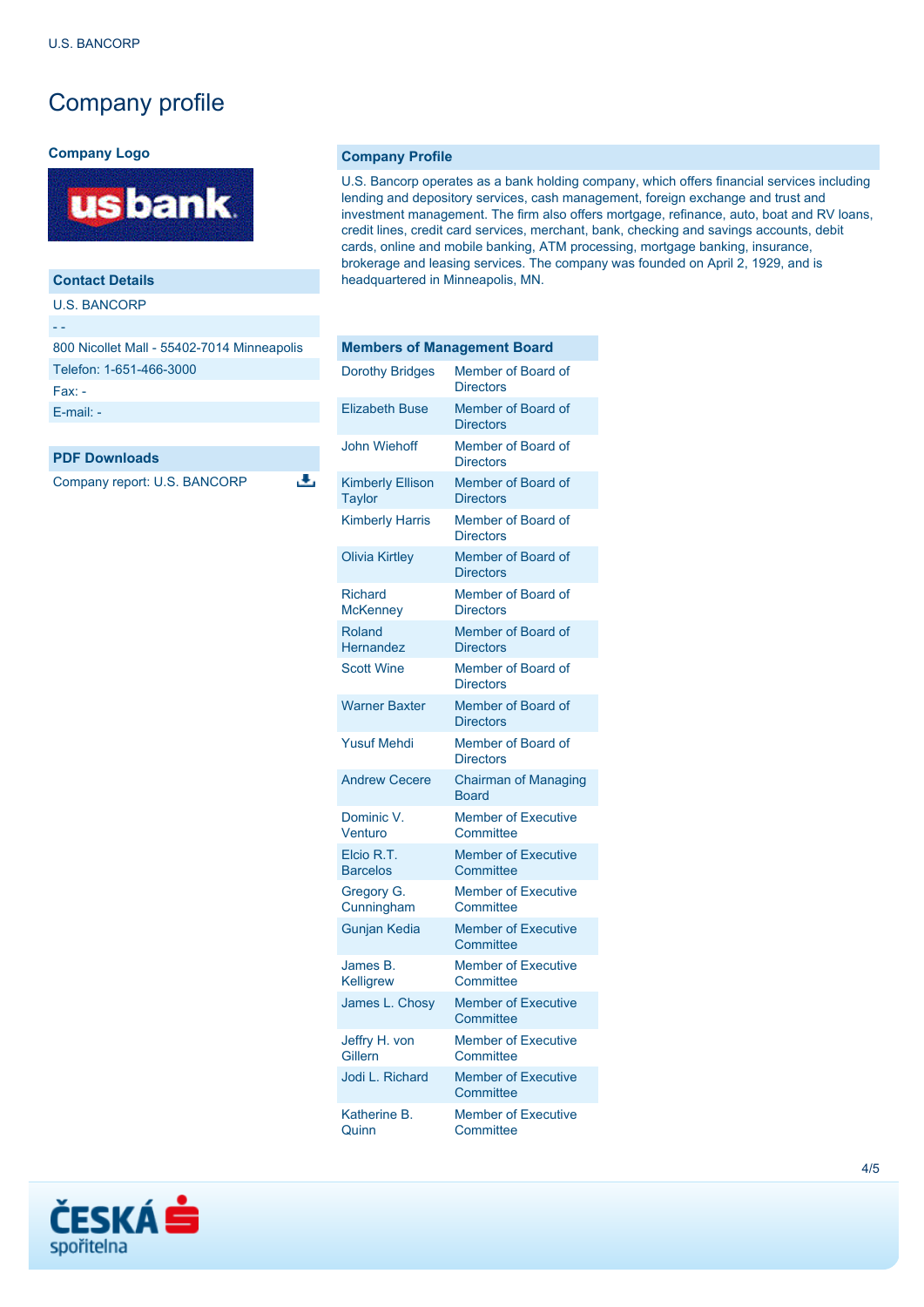# Company profile

**Company Logo**

## Company Profile

U.S. Bancorp operates as a bank holding company, which offers financial services including lending and depository services, cash management, foreign exchange and trust and investment management. The firm also offers mortgage, refinance, auto, boat and RV loans, credit lines, credit card services, merchant, bank, checking and savings accounts, debit cards, online and mobile banking, ATM processing, mortgage banking, insurance, brokerage and leasing services. The company was founded on April 2, 1929, and is headquartered in Minneapolis, MN.

## Contact Details

U.S. BANCORP

- -

800 Nicollet Mall - 55402-7014 Minneapolis

Telefon: 1-651-466-3000

Fax: -

E-mail: -

## PDF Downloads

Company report: U.S. BANCORP

## Members of Management Board

| Name | Position |
|---|---|
| Dorothy Bridges | Member of Board of Directors |
| Elizabeth Buse | Member of Board of Directors |
| John Wiehoff | Member of Board of Directors |
| Kimberly Ellison Taylor | Member of Board of Directors |
| Kimberly Harris | Member of Board of Directors |
| Olivia Kirtley | Member of Board of Directors |
| Richard McKenney | Member of Board of Directors |
| Roland Hernandez | Member of Board of Directors |
| Scott Wine | Member of Board of Directors |
| Warner Baxter | Member of Board of Directors |
| Yusuf Mehdi | Member of Board of Directors |
| Andrew Cecere | Chairman of Managing Board |
| Dominic V. Venturo | Member of Executive Committee |
| Elcio R.T. Barcelos | Member of Executive Committee |
| Gregory G. Cunningham | Member of Executive Committee |
| Gunjan Kedia | Member of Executive Committee |
| James B. Kelligrew | Member of Executive Committee |
| James L. Chosy | Member of Executive Committee |
| Jeffry H. von Gillern | Member of Executive Committee |
| Jodi L. Richard | Member of Executive Committee |
| Katherine B. Quinn | Member of Executive Committee |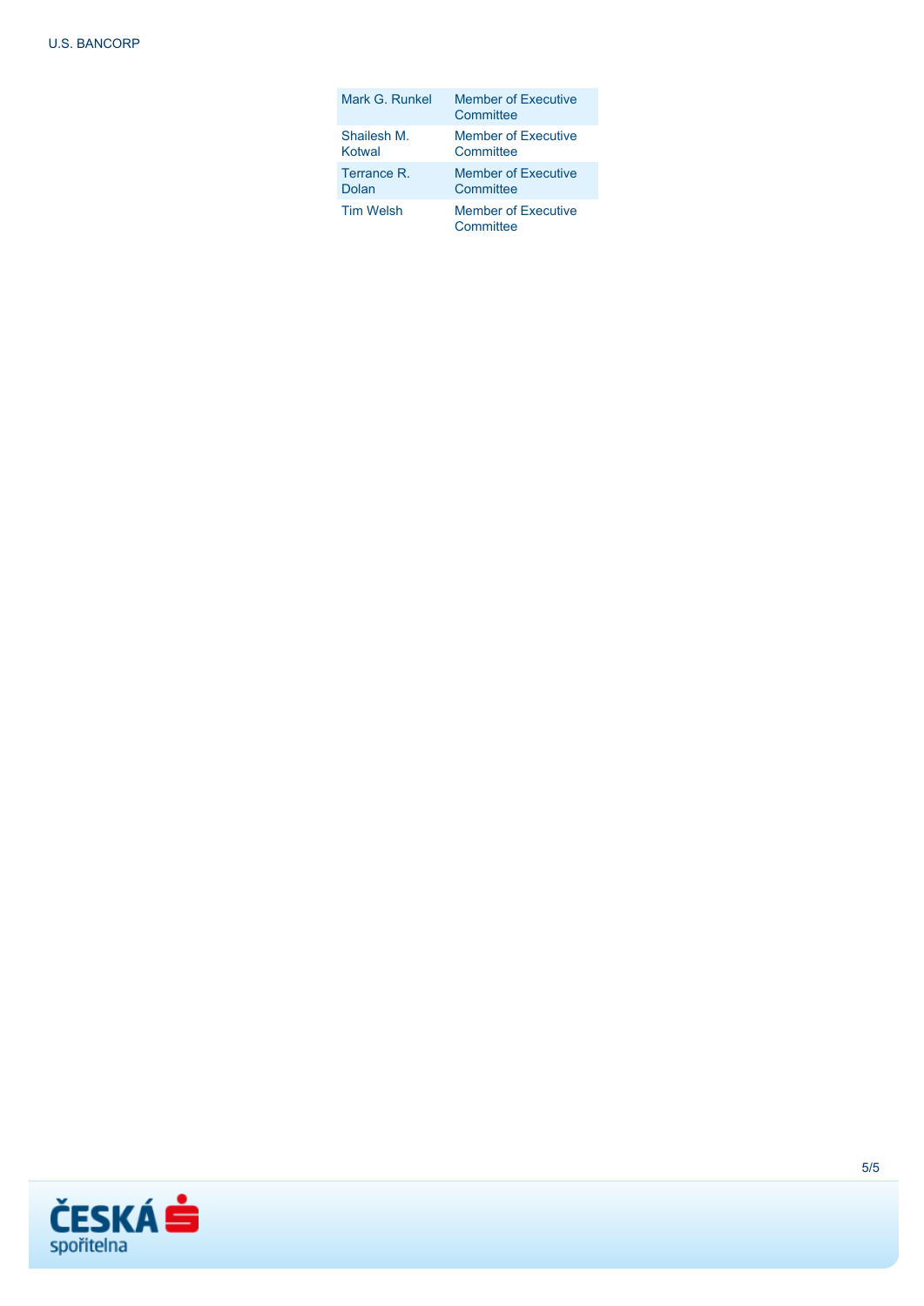| | |
|---|---|
| Mark G. Runkel | Member of Executive Committee |
| Shailesh M. Kotwal | Member of Executive Committee |
| Terrance R. Dolan | Member of Executive Committee |
| Tim Welsh | Member of Executive Committee |